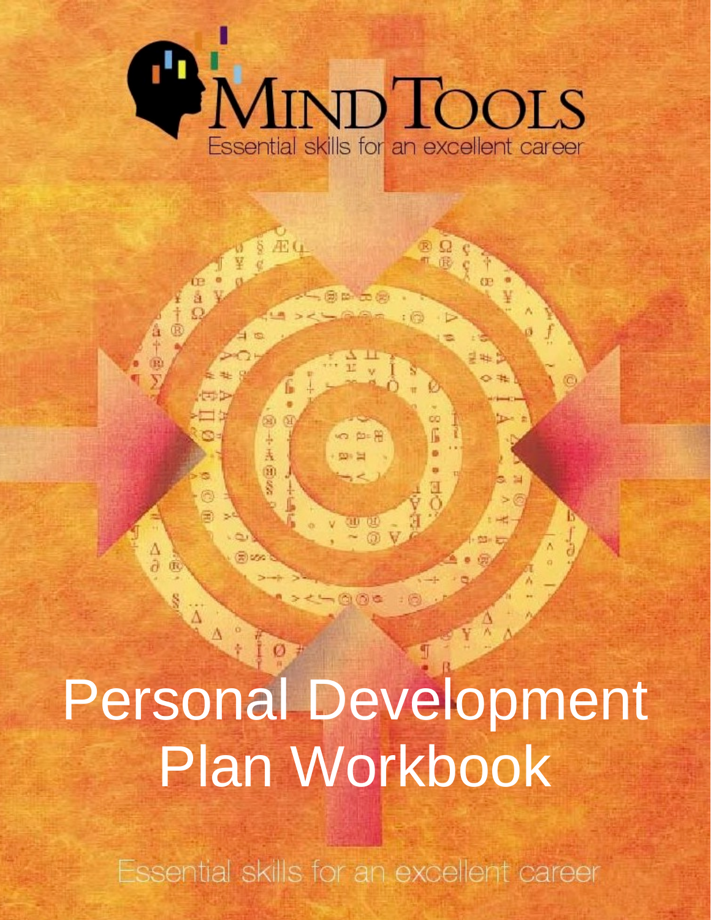MIND TOOLS

Essential skills for an excellent career

# Personal Development Plan Workbook

Essential skills for an excellent career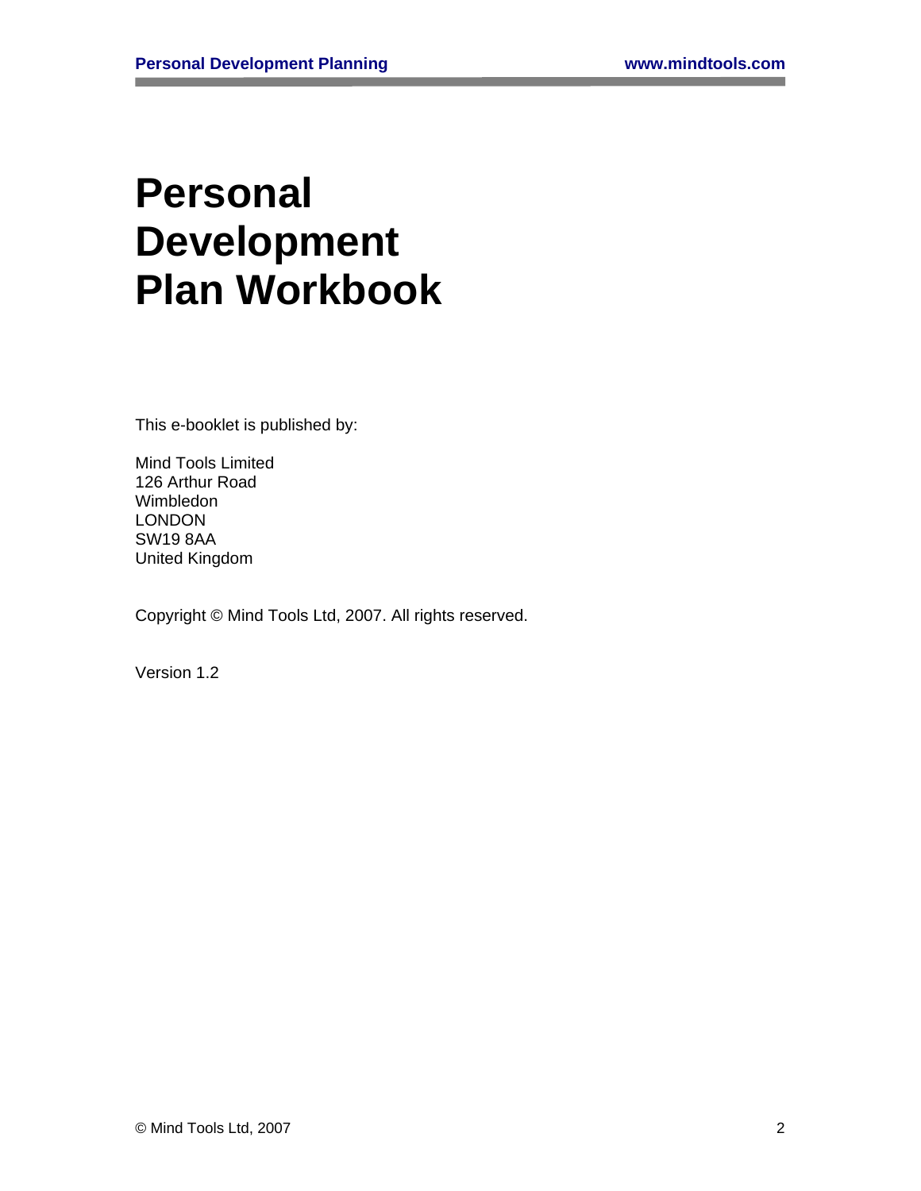# Personal Development Plan Workbook

This e-booklet is published by:

Mind Tools Limited
126 Arthur Road
Wimbledon
LONDON
SW19 8AA
United Kingdom

Copyright © Mind Tools Ltd, 2007. All rights reserved.

Version 1.2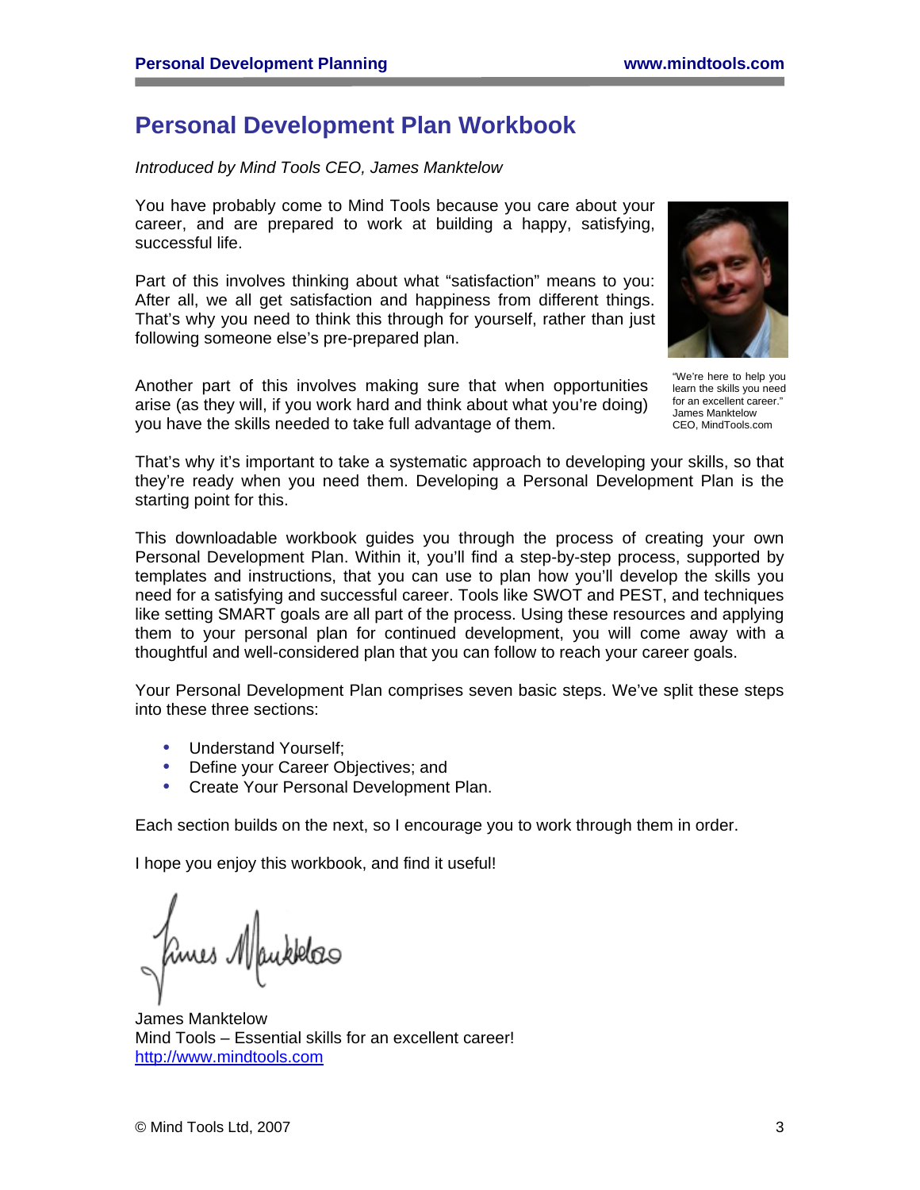# Personal Development Plan Workbook

*Introduced by Mind Tools CEO, James Manktelow*

You have probably come to Mind Tools because you care about your career, and are prepared to work at building a happy, satisfying, successful life.

Part of this involves thinking about what "satisfaction" means to you: After all, we all get satisfaction and happiness from different things. That's why you need to think this through for yourself, rather than just following someone else's pre-prepared plan.

Another part of this involves making sure that when opportunities arise (as they will, if you work hard and think about what you're doing) you have the skills needed to take full advantage of them.

"We're here to help you learn the skills you need for an excellent career."
James Manktelow
CEO, MindTools.com

That's why it's important to take a systematic approach to developing your skills, so that they're ready when you need them. Developing a Personal Development Plan is the starting point for this.

This downloadable workbook guides you through the process of creating your own Personal Development Plan. Within it, you'll find a step-by-step process, supported by templates and instructions, that you can use to plan how you'll develop the skills you need for a satisfying and successful career. Tools like SWOT and PEST, and techniques like setting SMART goals are all part of the process. Using these resources and applying them to your personal plan for continued development, you will come away with a thoughtful and well-considered plan that you can follow to reach your career goals.

Your Personal Development Plan comprises seven basic steps. We've split these steps into these three sections:

- Understand Yourself;
- Define your Career Objectives; and
- Create Your Personal Development Plan.

Each section builds on the next, so I encourage you to work through them in order.

I hope you enjoy this workbook, and find it useful!

James Manktelow
Mind Tools – Essential skills for an excellent career!
http://www.mindtools.com

© Mind Tools Ltd, 2007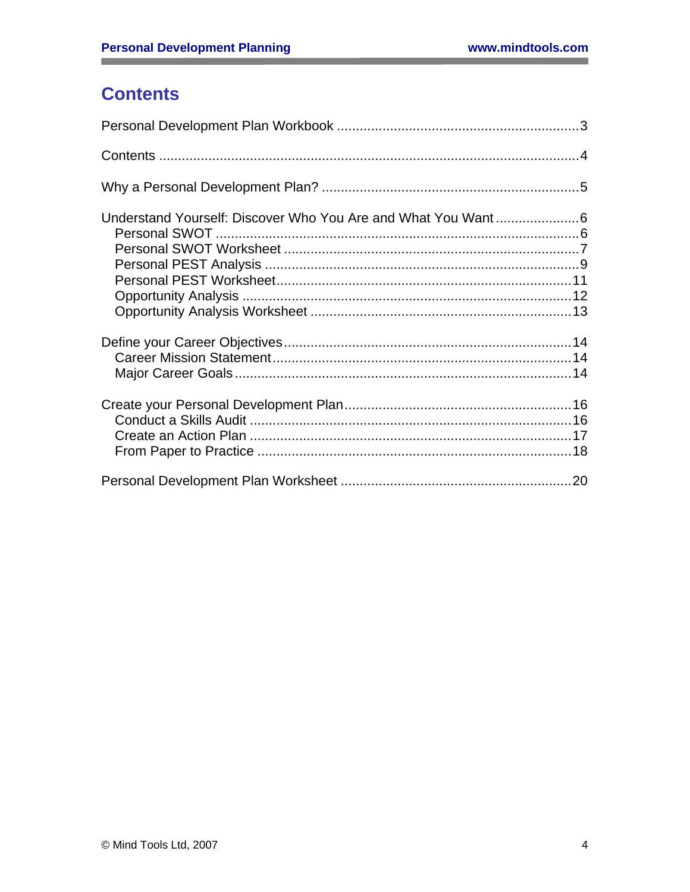# Contents

Personal Development Plan Workbook ............................................................... 3

Contents ............................................................................................................. 4

Why a Personal Development Plan? ................................................................... 5

Understand Yourself: Discover Who You Are and What You Want ...................... 6
- Personal SWOT ............................................................................................... 6
- Personal SWOT Worksheet ............................................................................. 7
- Personal PEST Analysis .................................................................................. 9
- Personal PEST Worksheet ............................................................................. 11
- Opportunity Analysis ...................................................................................... 12
- Opportunity Analysis Worksheet .................................................................... 13

Define your Career Objectives ........................................................................... 14
- Career Mission Statement .............................................................................. 14
- Major Career Goals ........................................................................................ 14

Create your Personal Development Plan ............................................................ 16
- Conduct a Skills Audit .................................................................................... 16
- Create an Action Plan .................................................................................... 17
- From Paper to Practice .................................................................................. 18

Personal Development Plan Worksheet ............................................................ 20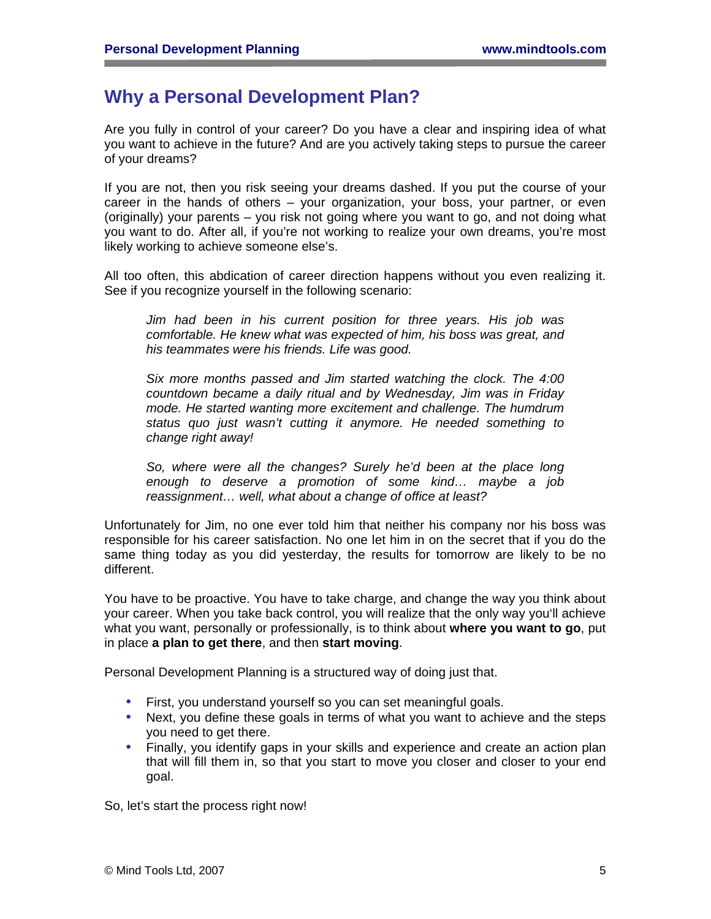# Why a Personal Development Plan?

Are you fully in control of your career? Do you have a clear and inspiring idea of what you want to achieve in the future? And are you actively taking steps to pursue the career of your dreams?

If you are not, then you risk seeing your dreams dashed. If you put the course of your career in the hands of others – your organization, your boss, your partner, or even (originally) your parents – you risk not going where you want to go, and not doing what you want to do. After all, if you're not working to realize your own dreams, you're most likely working to achieve someone else's.

All too often, this abdication of career direction happens without you even realizing it. See if you recognize yourself in the following scenario:

> *Jim had been in his current position for three years. His job was comfortable. He knew what was expected of him, his boss was great, and his teammates were his friends. Life was good.*
>
> *Six more months passed and Jim started watching the clock. The 4:00 countdown became a daily ritual and by Wednesday, Jim was in Friday mode. He started wanting more excitement and challenge. The humdrum status quo just wasn't cutting it anymore. He needed something to change right away!*
>
> *So, where were all the changes? Surely he'd been at the place long enough to deserve a promotion of some kind… maybe a job reassignment… well, what about a change of office at least?*

Unfortunately for Jim, no one ever told him that neither his company nor his boss was responsible for his career satisfaction. No one let him in on the secret that if you do the same thing today as you did yesterday, the results for tomorrow are likely to be no different.

You have to be proactive. You have to take charge, and change the way you think about your career. When you take back control, you will realize that the only way you'll achieve what you want, personally or professionally, is to think about **where you want to go**, put in place **a plan to get there**, and then **start moving**.

Personal Development Planning is a structured way of doing just that.

- First, you understand yourself so you can set meaningful goals.
- Next, you define these goals in terms of what you want to achieve and the steps you need to get there.
- Finally, you identify gaps in your skills and experience and create an action plan that will fill them in, so that you start to move you closer and closer to your end goal.

So, let's start the process right now!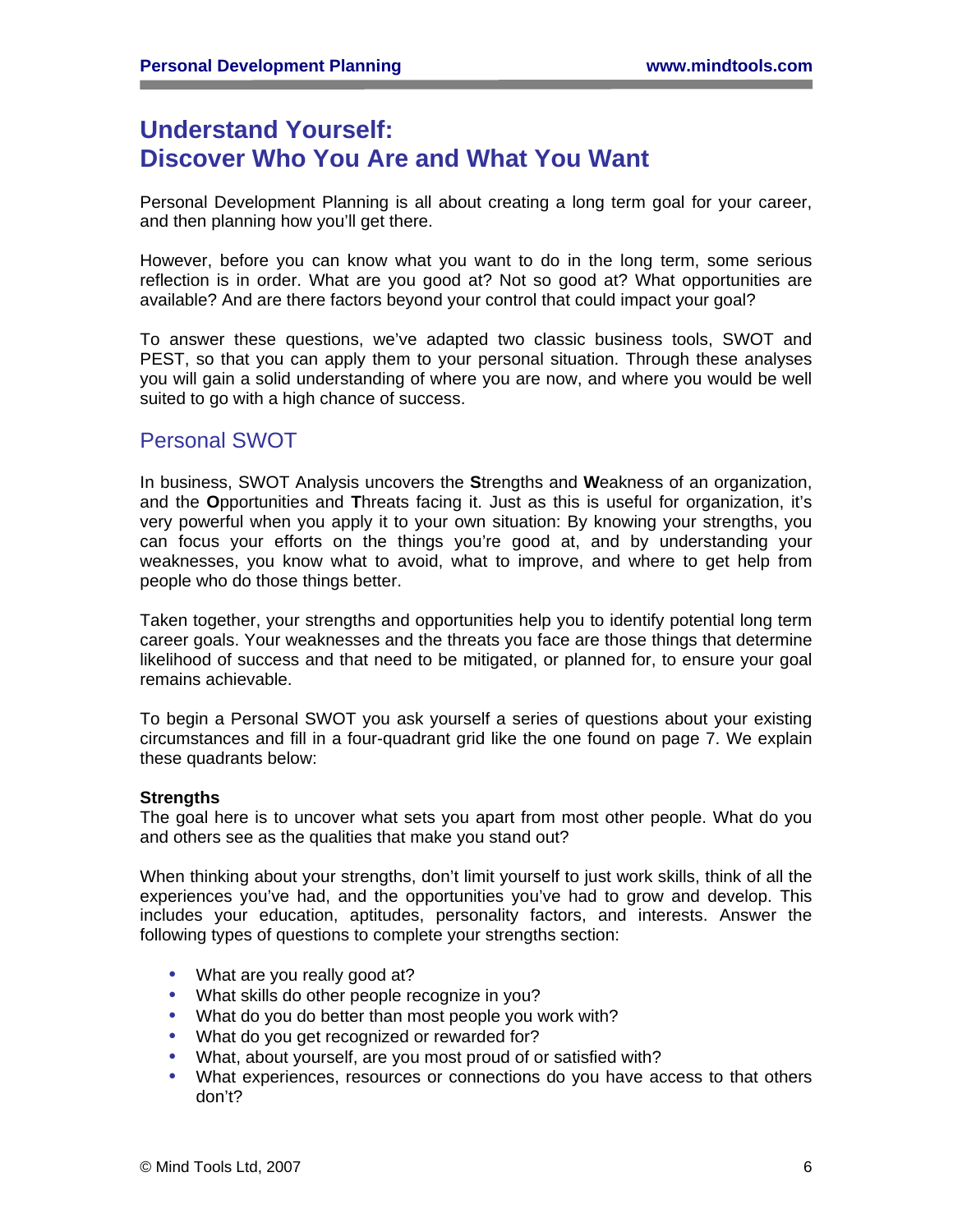# Understand Yourself: Discover Who You Are and What You Want

Personal Development Planning is all about creating a long term goal for your career, and then planning how you'll get there.

However, before you can know what you want to do in the long term, some serious reflection is in order. What are you good at? Not so good at? What opportunities are available? And are there factors beyond your control that could impact your goal?

To answer these questions, we've adapted two classic business tools, SWOT and PEST, so that you can apply them to your personal situation. Through these analyses you will gain a solid understanding of where you are now, and where you would be well suited to go with a high chance of success.

## Personal SWOT

In business, SWOT Analysis uncovers the **S**trengths and **W**eakness of an organization, and the **O**pportunities and **T**hreats facing it. Just as this is useful for organization, it's very powerful when you apply it to your own situation: By knowing your strengths, you can focus your efforts on the things you're good at, and by understanding your weaknesses, you know what to avoid, what to improve, and where to get help from people who do those things better.

Taken together, your strengths and opportunities help you to identify potential long term career goals. Your weaknesses and the threats you face are those things that determine likelihood of success and that need to be mitigated, or planned for, to ensure your goal remains achievable.

To begin a Personal SWOT you ask yourself a series of questions about your existing circumstances and fill in a four-quadrant grid like the one found on page 7. We explain these quadrants below:

**Strengths**
The goal here is to uncover what sets you apart from most other people. What do you and others see as the qualities that make you stand out?

When thinking about your strengths, don't limit yourself to just work skills, think of all the experiences you've had, and the opportunities you've had to grow and develop. This includes your education, aptitudes, personality factors, and interests. Answer the following types of questions to complete your strengths section:

- What are you really good at?
- What skills do other people recognize in you?
- What do you do better than most people you work with?
- What do you get recognized or rewarded for?
- What, about yourself, are you most proud of or satisfied with?
- What experiences, resources or connections do you have access to that others don't?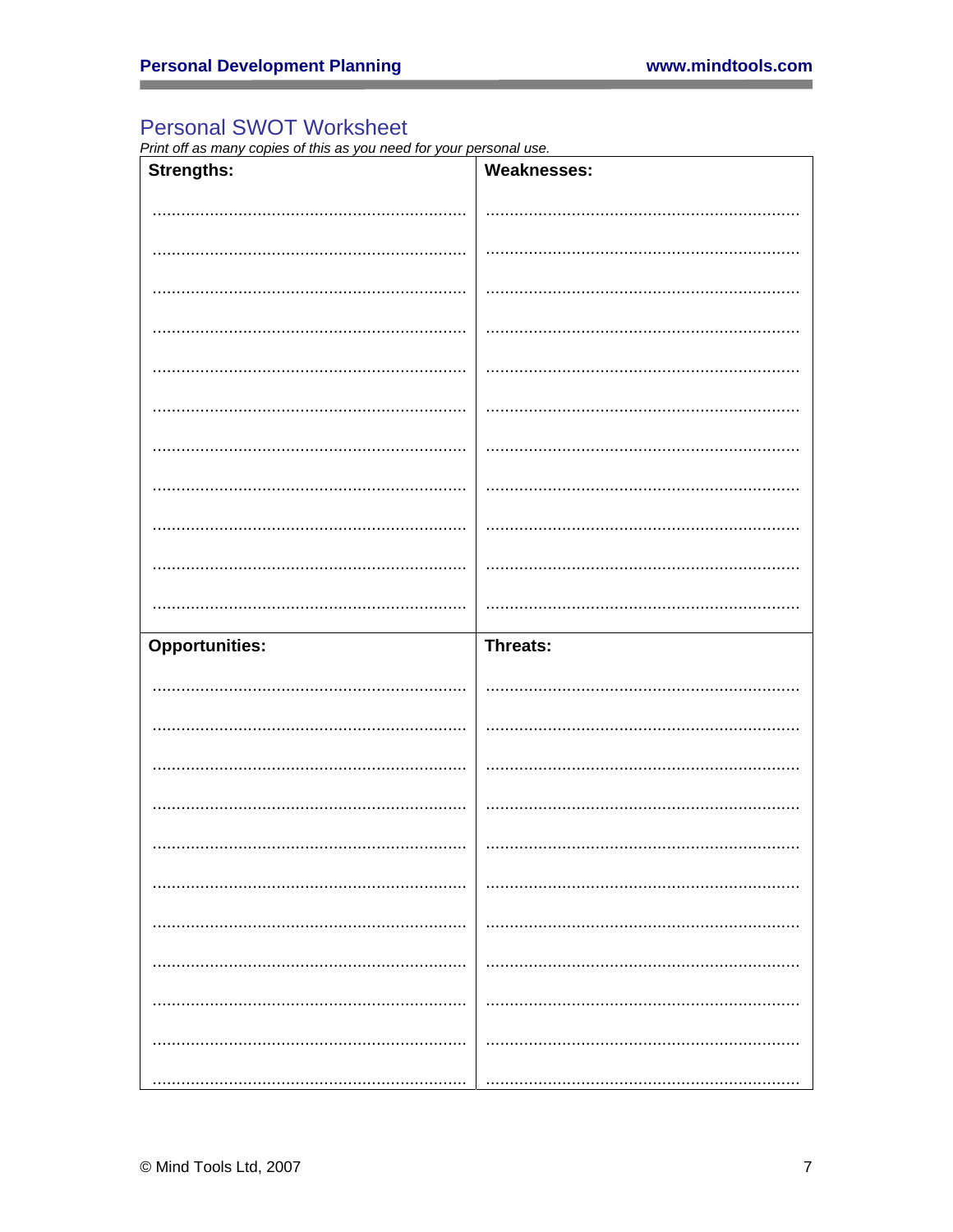## Personal SWOT Worksheet

*Print off as many copies of this as you need for your personal use.*

| Strengths: | Weaknesses: |
|---|---|
| ................................................................... | ................................................................... |
| ................................................................... | ................................................................... |
| ................................................................... | ................................................................... |
| ................................................................... | ................................................................... |
| ................................................................... | ................................................................... |
| ................................................................... | ................................................................... |
| ................................................................... | ................................................................... |
| ................................................................... | ................................................................... |
| ................................................................... | ................................................................... |
| ................................................................... | ................................................................... |
| ................................................................... | ................................................................... |
| **Opportunities:** | **Threats:** |
| ................................................................... | ................................................................... |
| ................................................................... | ................................................................... |
| ................................................................... | ................................................................... |
| ................................................................... | ................................................................... |
| ................................................................... | ................................................................... |
| ................................................................... | ................................................................... |
| ................................................................... | ................................................................... |
| ................................................................... | ................................................................... |
| ................................................................... | ................................................................... |
| ................................................................... | ................................................................... |
| ................................................................... | ................................................................... |

© Mind Tools Ltd, 2007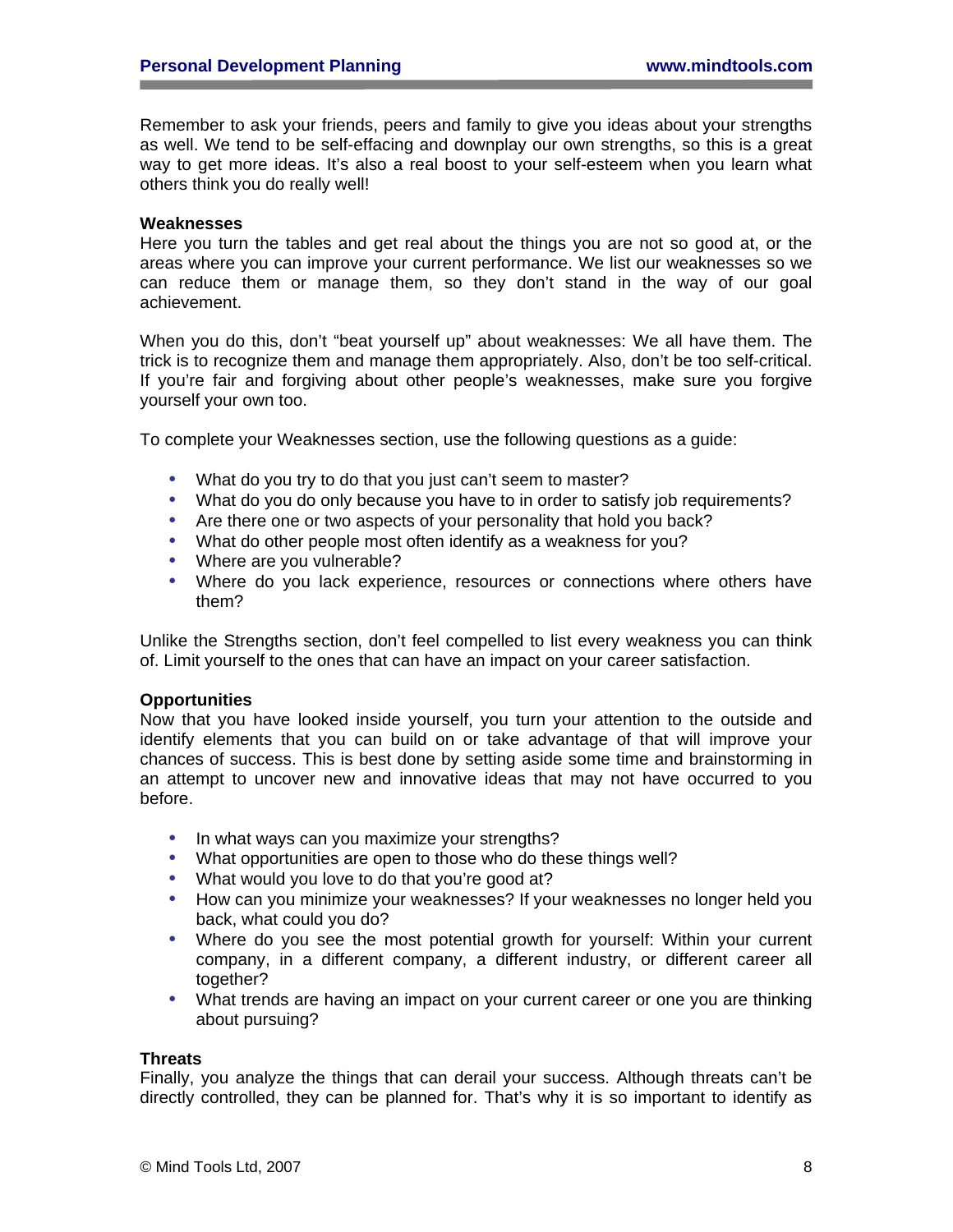Remember to ask your friends, peers and family to give you ideas about your strengths as well. We tend to be self-effacing and downplay our own strengths, so this is a great way to get more ideas. It's also a real boost to your self-esteem when you learn what others think you do really well!

**Weaknesses**

Here you turn the tables and get real about the things you are not so good at, or the areas where you can improve your current performance. We list our weaknesses so we can reduce them or manage them, so they don't stand in the way of our goal achievement.

When you do this, don't "beat yourself up" about weaknesses: We all have them. The trick is to recognize them and manage them appropriately. Also, don't be too self-critical. If you're fair and forgiving about other people's weaknesses, make sure you forgive yourself your own too.

To complete your Weaknesses section, use the following questions as a guide:

- What do you try to do that you just can't seem to master?
- What do you do only because you have to in order to satisfy job requirements?
- Are there one or two aspects of your personality that hold you back?
- What do other people most often identify as a weakness for you?
- Where are you vulnerable?
- Where do you lack experience, resources or connections where others have them?

Unlike the Strengths section, don't feel compelled to list every weakness you can think of. Limit yourself to the ones that can have an impact on your career satisfaction.

**Opportunities**

Now that you have looked inside yourself, you turn your attention to the outside and identify elements that you can build on or take advantage of that will improve your chances of success. This is best done by setting aside some time and brainstorming in an attempt to uncover new and innovative ideas that may not have occurred to you before.

- In what ways can you maximize your strengths?
- What opportunities are open to those who do these things well?
- What would you love to do that you're good at?
- How can you minimize your weaknesses? If your weaknesses no longer held you back, what could you do?
- Where do you see the most potential growth for yourself: Within your current company, in a different company, a different industry, or different career all together?
- What trends are having an impact on your current career or one you are thinking about pursuing?

**Threats**

Finally, you analyze the things that can derail your success. Although threats can't be directly controlled, they can be planned for. That's why it is so important to identify as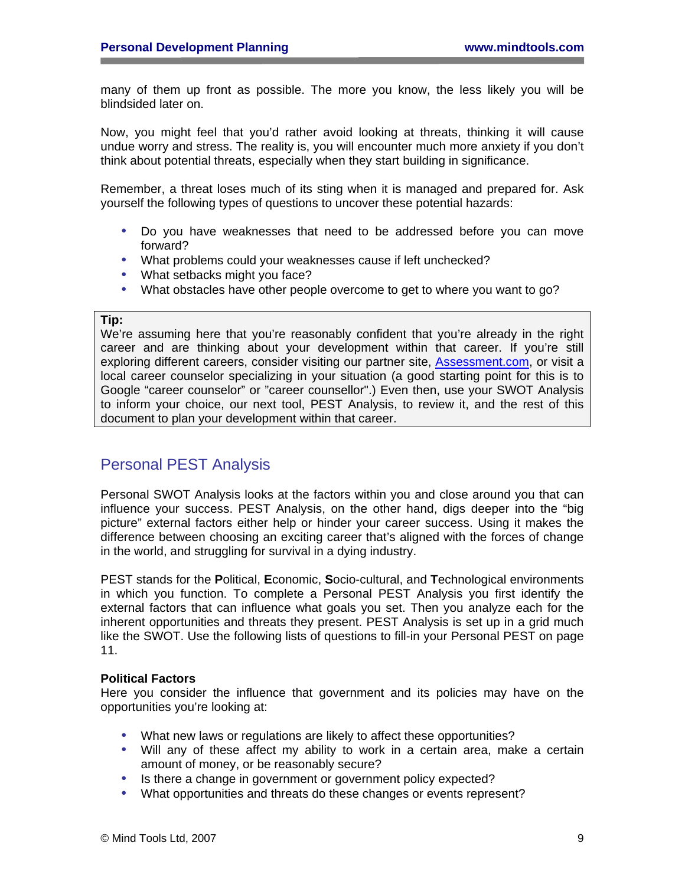many of them up front as possible. The more you know, the less likely you will be blindsided later on.

Now, you might feel that you'd rather avoid looking at threats, thinking it will cause undue worry and stress. The reality is, you will encounter much more anxiety if you don't think about potential threats, especially when they start building in significance.

Remember, a threat loses much of its sting when it is managed and prepared for. Ask yourself the following types of questions to uncover these potential hazards:

- Do you have weaknesses that need to be addressed before you can move forward?
- What problems could your weaknesses cause if left unchecked?
- What setbacks might you face?
- What obstacles have other people overcome to get to where you want to go?

> **Tip:**
> We're assuming here that you're reasonably confident that you're already in the right career and are thinking about your development within that career. If you're still exploring different careers, consider visiting our partner site, Assessment.com, or visit a local career counselor specializing in your situation (a good starting point for this is to Google "career counselor" or "career counsellor".) Even then, use your SWOT Analysis to inform your choice, our next tool, PEST Analysis, to review it, and the rest of this document to plan your development within that career.

## Personal PEST Analysis

Personal SWOT Analysis looks at the factors within you and close around you that can influence your success. PEST Analysis, on the other hand, digs deeper into the "big picture" external factors either help or hinder your career success. Using it makes the difference between choosing an exciting career that's aligned with the forces of change in the world, and struggling for survival in a dying industry.

PEST stands for the **P**olitical, **E**conomic, **S**ocio-cultural, and **T**echnological environments in which you function. To complete a Personal PEST Analysis you first identify the external factors that can influence what goals you set. Then you analyze each for the inherent opportunities and threats they present. PEST Analysis is set up in a grid much like the SWOT. Use the following lists of questions to fill-in your Personal PEST on page 11.

**Political Factors**
Here you consider the influence that government and its policies may have on the opportunities you're looking at:

- What new laws or regulations are likely to affect these opportunities?
- Will any of these affect my ability to work in a certain area, make a certain amount of money, or be reasonably secure?
- Is there a change in government or government policy expected?
- What opportunities and threats do these changes or events represent?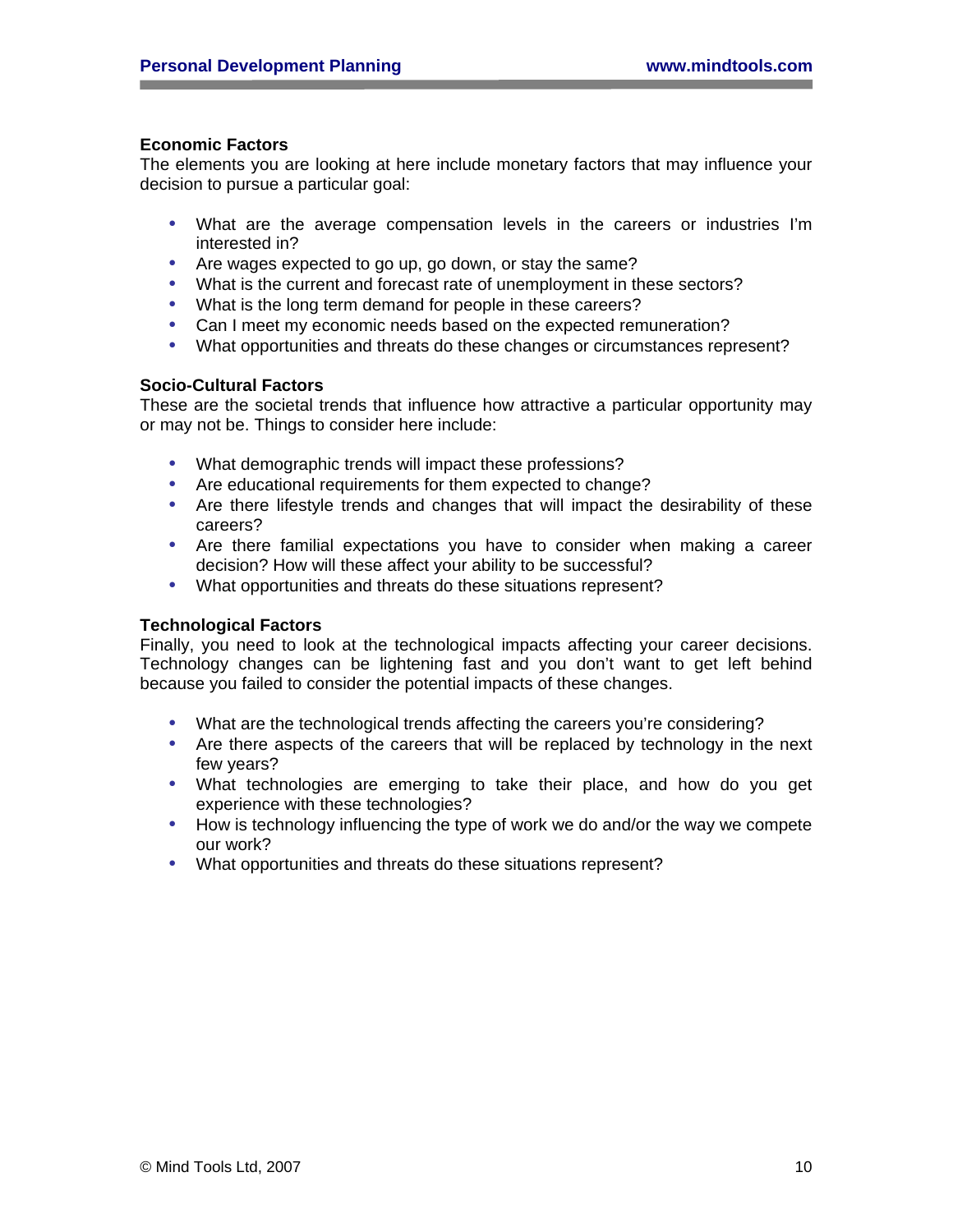**Economic Factors**
The elements you are looking at here include monetary factors that may influence your decision to pursue a particular goal:

- What are the average compensation levels in the careers or industries I'm interested in?
- Are wages expected to go up, go down, or stay the same?
- What is the current and forecast rate of unemployment in these sectors?
- What is the long term demand for people in these careers?
- Can I meet my economic needs based on the expected remuneration?
- What opportunities and threats do these changes or circumstances represent?

**Socio-Cultural Factors**
These are the societal trends that influence how attractive a particular opportunity may or may not be. Things to consider here include:

- What demographic trends will impact these professions?
- Are educational requirements for them expected to change?
- Are there lifestyle trends and changes that will impact the desirability of these careers?
- Are there familial expectations you have to consider when making a career decision? How will these affect your ability to be successful?
- What opportunities and threats do these situations represent?

**Technological Factors**
Finally, you need to look at the technological impacts affecting your career decisions. Technology changes can be lightening fast and you don't want to get left behind because you failed to consider the potential impacts of these changes.

- What are the technological trends affecting the careers you're considering?
- Are there aspects of the careers that will be replaced by technology in the next few years?
- What technologies are emerging to take their place, and how do you get experience with these technologies?
- How is technology influencing the type of work we do and/or the way we compete our work?
- What opportunities and threats do these situations represent?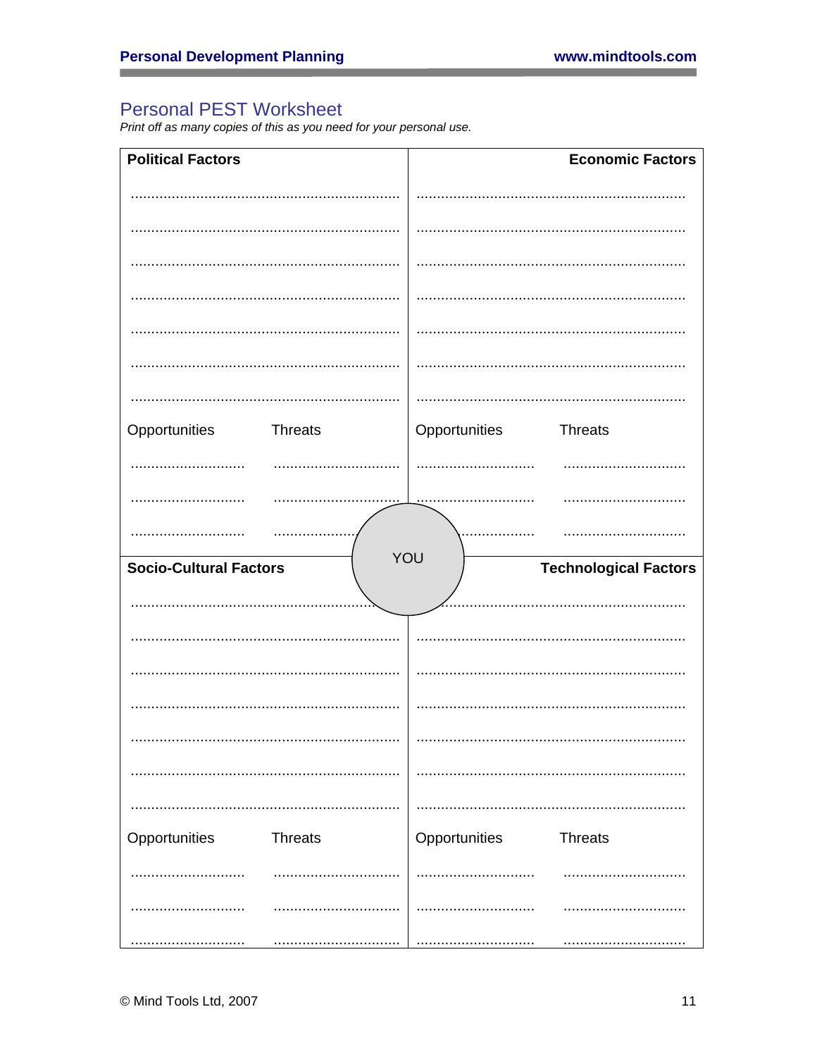## Personal PEST Worksheet

*Print off as many copies of this as you need for your personal use.*

| Political Factors | | Economic Factors | |
|---|---|---|---|
| ................................................................ | | ................................................................ | |
| ................................................................ | | ................................................................ | |
| ................................................................ | | ................................................................ | |
| ................................................................ | | ................................................................ | |
| ................................................................ | | ................................................................ | |
| ................................................................ | | ................................................................ | |
| ................................................................ | | ................................................................ | |
| Opportunities | Threats | Opportunities | Threats |
| ............................ | ............................ | ............................ | ............................ |
| ............................ | ............................ | ............................ | ............................ |
| ............................ | ............................ | ............................ | ............................ |

YOU

| Socio-Cultural Factors | | Technological Factors | |
|---|---|---|---|
| ................................................................ | | ................................................................ | |
| ................................................................ | | ................................................................ | |
| ................................................................ | | ................................................................ | |
| ................................................................ | | ................................................................ | |
| ................................................................ | | ................................................................ | |
| ................................................................ | | ................................................................ | |
| ................................................................ | | ................................................................ | |
| Opportunities | Threats | Opportunities | Threats |
| ............................ | ............................ | ............................ | ............................ |
| ............................ | ............................ | ............................ | ............................ |
| ............................ | ............................ | ............................ | ............................ |

© Mind Tools Ltd, 2007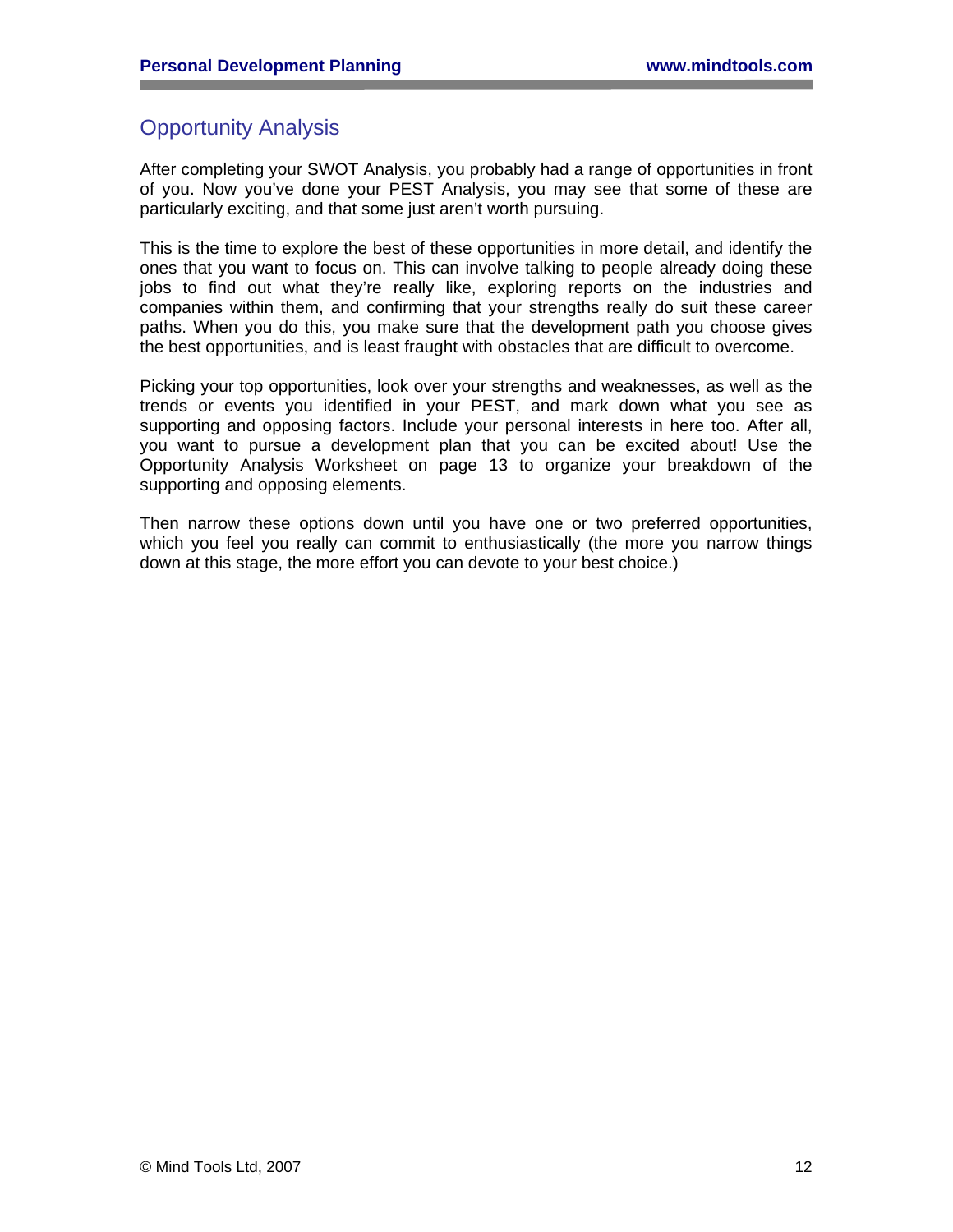## Opportunity Analysis

After completing your SWOT Analysis, you probably had a range of opportunities in front of you. Now you've done your PEST Analysis, you may see that some of these are particularly exciting, and that some just aren't worth pursuing.

This is the time to explore the best of these opportunities in more detail, and identify the ones that you want to focus on. This can involve talking to people already doing these jobs to find out what they're really like, exploring reports on the industries and companies within them, and confirming that your strengths really do suit these career paths. When you do this, you make sure that the development path you choose gives the best opportunities, and is least fraught with obstacles that are difficult to overcome.

Picking your top opportunities, look over your strengths and weaknesses, as well as the trends or events you identified in your PEST, and mark down what you see as supporting and opposing factors. Include your personal interests in here too. After all, you want to pursue a development plan that you can be excited about! Use the Opportunity Analysis Worksheet on page 13 to organize your breakdown of the supporting and opposing elements.

Then narrow these options down until you have one or two preferred opportunities, which you feel you really can commit to enthusiastically (the more you narrow things down at this stage, the more effort you can devote to your best choice.)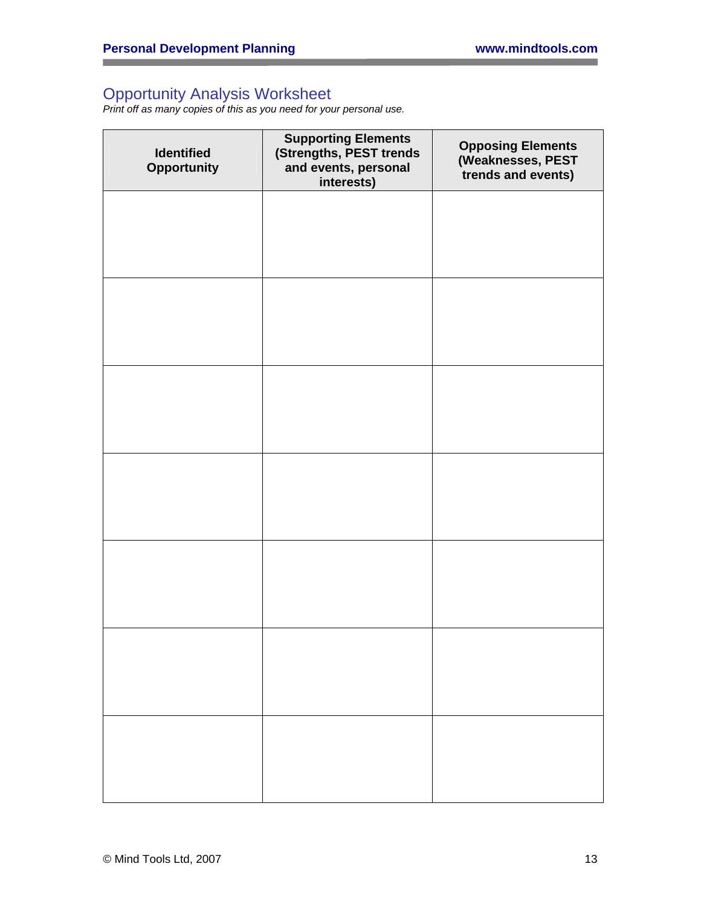## Opportunity Analysis Worksheet

*Print off as many copies of this as you need for your personal use.*

| Identified Opportunity | Supporting Elements (Strengths, PEST trends and events, personal interests) | Opposing Elements (Weaknesses, PEST trends and events) |
|---|---|---|
| | | |
| | | |
| | | |
| | | |
| | | |
| | | |
| | | |

© Mind Tools Ltd, 2007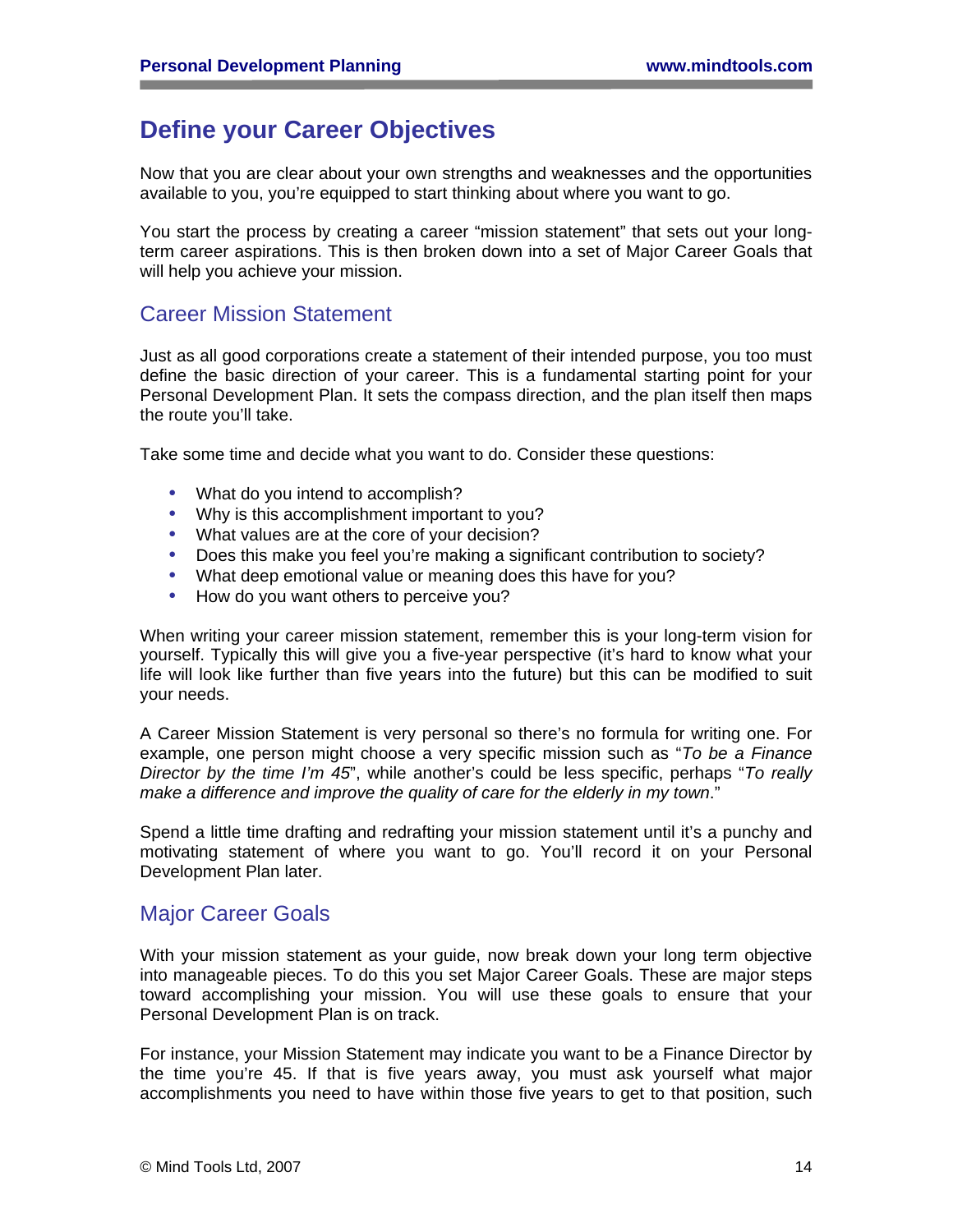# Define your Career Objectives

Now that you are clear about your own strengths and weaknesses and the opportunities available to you, you're equipped to start thinking about where you want to go.

You start the process by creating a career "mission statement" that sets out your long-term career aspirations. This is then broken down into a set of Major Career Goals that will help you achieve your mission.

## Career Mission Statement

Just as all good corporations create a statement of their intended purpose, you too must define the basic direction of your career. This is a fundamental starting point for your Personal Development Plan. It sets the compass direction, and the plan itself then maps the route you'll take.

Take some time and decide what you want to do. Consider these questions:

- What do you intend to accomplish?
- Why is this accomplishment important to you?
- What values are at the core of your decision?
- Does this make you feel you're making a significant contribution to society?
- What deep emotional value or meaning does this have for you?
- How do you want others to perceive you?

When writing your career mission statement, remember this is your long-term vision for yourself. Typically this will give you a five-year perspective (it's hard to know what your life will look like further than five years into the future) but this can be modified to suit your needs.

A Career Mission Statement is very personal so there's no formula for writing one. For example, one person might choose a very specific mission such as "*To be a Finance Director by the time I'm 45*", while another's could be less specific, perhaps "*To really make a difference and improve the quality of care for the elderly in my town*."

Spend a little time drafting and redrafting your mission statement until it's a punchy and motivating statement of where you want to go. You'll record it on your Personal Development Plan later.

## Major Career Goals

With your mission statement as your guide, now break down your long term objective into manageable pieces. To do this you set Major Career Goals. These are major steps toward accomplishing your mission. You will use these goals to ensure that your Personal Development Plan is on track.

For instance, your Mission Statement may indicate you want to be a Finance Director by the time you're 45. If that is five years away, you must ask yourself what major accomplishments you need to have within those five years to get to that position, such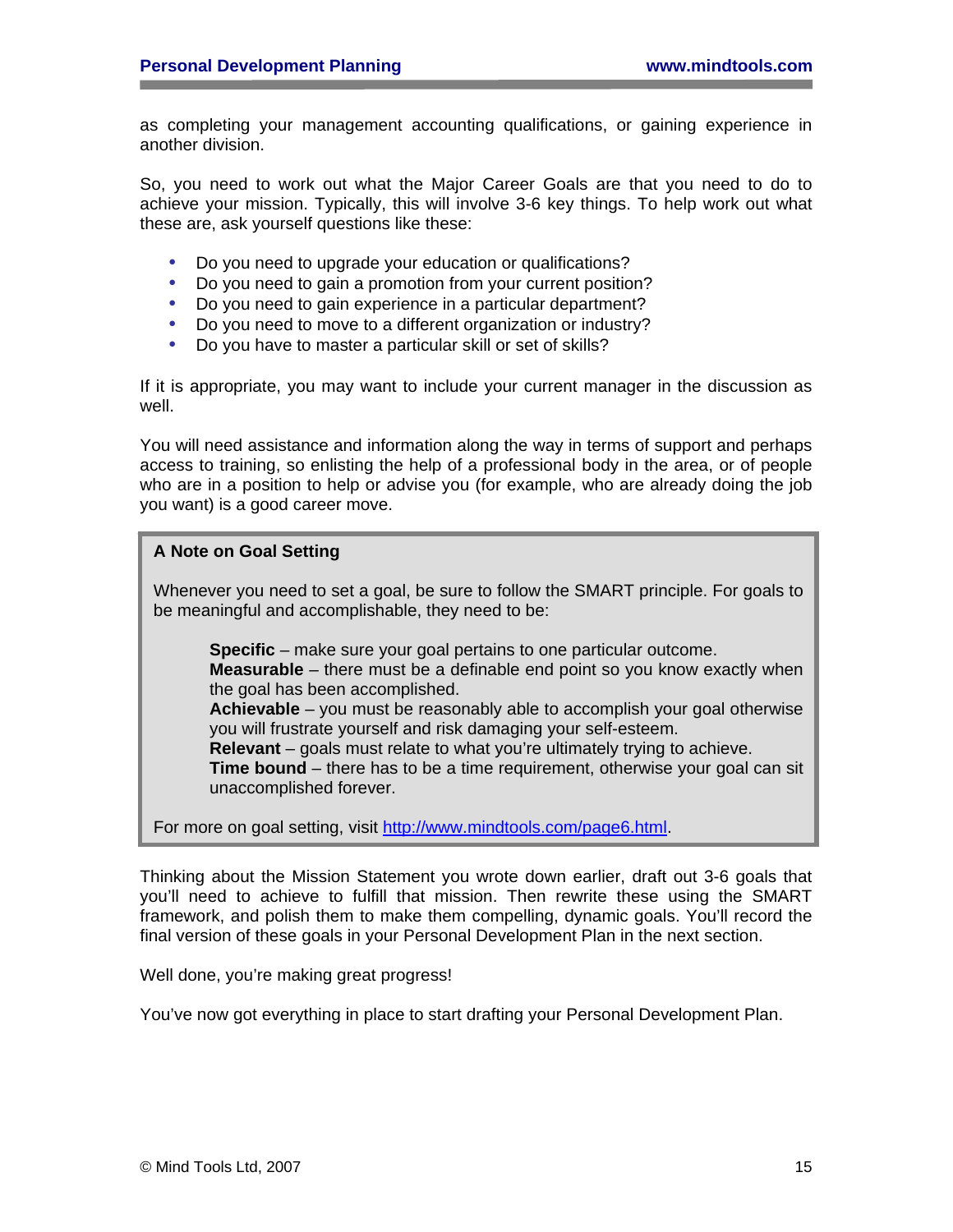as completing your management accounting qualifications, or gaining experience in another division.

So, you need to work out what the Major Career Goals are that you need to do to achieve your mission. Typically, this will involve 3-6 key things. To help work out what these are, ask yourself questions like these:

- Do you need to upgrade your education or qualifications?
- Do you need to gain a promotion from your current position?
- Do you need to gain experience in a particular department?
- Do you need to move to a different organization or industry?
- Do you have to master a particular skill or set of skills?

If it is appropriate, you may want to include your current manager in the discussion as well.

You will need assistance and information along the way in terms of support and perhaps access to training, so enlisting the help of a professional body in the area, or of people who are in a position to help or advise you (for example, who are already doing the job you want) is a good career move.

> **A Note on Goal Setting**
>
> Whenever you need to set a goal, be sure to follow the SMART principle. For goals to be meaningful and accomplishable, they need to be:
>
> **Specific** – make sure your goal pertains to one particular outcome.
> **Measurable** – there must be a definable end point so you know exactly when the goal has been accomplished.
> **Achievable** – you must be reasonably able to accomplish your goal otherwise you will frustrate yourself and risk damaging your self-esteem.
> **Relevant** – goals must relate to what you're ultimately trying to achieve.
> **Time bound** – there has to be a time requirement, otherwise your goal can sit unaccomplished forever.
>
> For more on goal setting, visit [http://www.mindtools.com/page6.html](http://www.mindtools.com/page6.html).

Thinking about the Mission Statement you wrote down earlier, draft out 3-6 goals that you'll need to achieve to fulfill that mission. Then rewrite these using the SMART framework, and polish them to make them compelling, dynamic goals. You'll record the final version of these goals in your Personal Development Plan in the next section.

Well done, you're making great progress!

You've now got everything in place to start drafting your Personal Development Plan.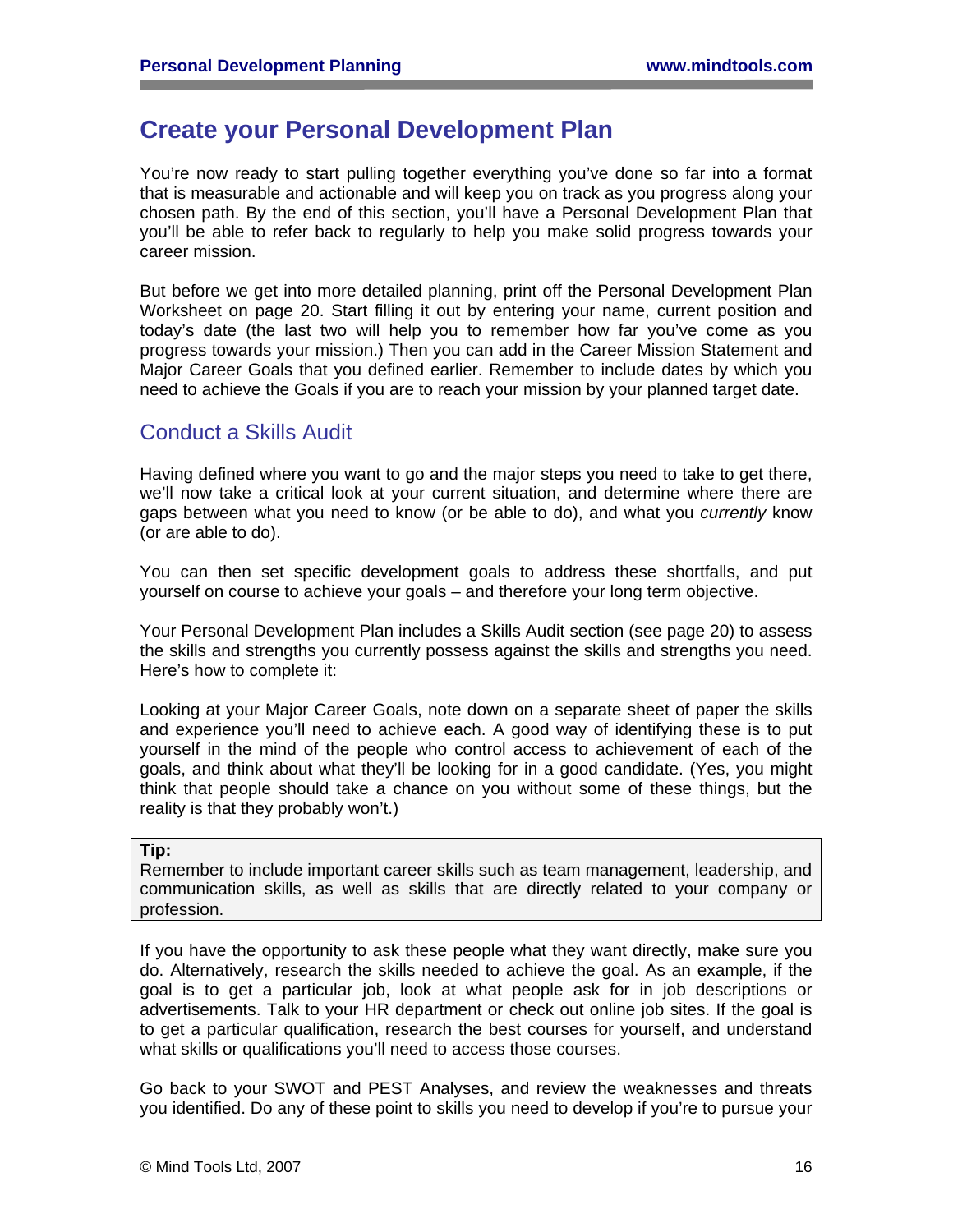# Create your Personal Development Plan

You're now ready to start pulling together everything you've done so far into a format that is measurable and actionable and will keep you on track as you progress along your chosen path. By the end of this section, you'll have a Personal Development Plan that you'll be able to refer back to regularly to help you make solid progress towards your career mission.

But before we get into more detailed planning, print off the Personal Development Plan Worksheet on page 20. Start filling it out by entering your name, current position and today's date (the last two will help you to remember how far you've come as you progress towards your mission.) Then you can add in the Career Mission Statement and Major Career Goals that you defined earlier. Remember to include dates by which you need to achieve the Goals if you are to reach your mission by your planned target date.

## Conduct a Skills Audit

Having defined where you want to go and the major steps you need to take to get there, we'll now take a critical look at your current situation, and determine where there are gaps between what you need to know (or be able to do), and what you *currently* know (or are able to do).

You can then set specific development goals to address these shortfalls, and put yourself on course to achieve your goals – and therefore your long term objective.

Your Personal Development Plan includes a Skills Audit section (see page 20) to assess the skills and strengths you currently possess against the skills and strengths you need. Here's how to complete it:

Looking at your Major Career Goals, note down on a separate sheet of paper the skills and experience you'll need to achieve each. A good way of identifying these is to put yourself in the mind of the people who control access to achievement of each of the goals, and think about what they'll be looking for in a good candidate. (Yes, you might think that people should take a chance on you without some of these things, but the reality is that they probably won't.)

> **Tip:**
> Remember to include important career skills such as team management, leadership, and communication skills, as well as skills that are directly related to your company or profession.

If you have the opportunity to ask these people what they want directly, make sure you do. Alternatively, research the skills needed to achieve the goal. As an example, if the goal is to get a particular job, look at what people ask for in job descriptions or advertisements. Talk to your HR department or check out online job sites. If the goal is to get a particular qualification, research the best courses for yourself, and understand what skills or qualifications you'll need to access those courses.

Go back to your SWOT and PEST Analyses, and review the weaknesses and threats you identified. Do any of these point to skills you need to develop if you're to pursue your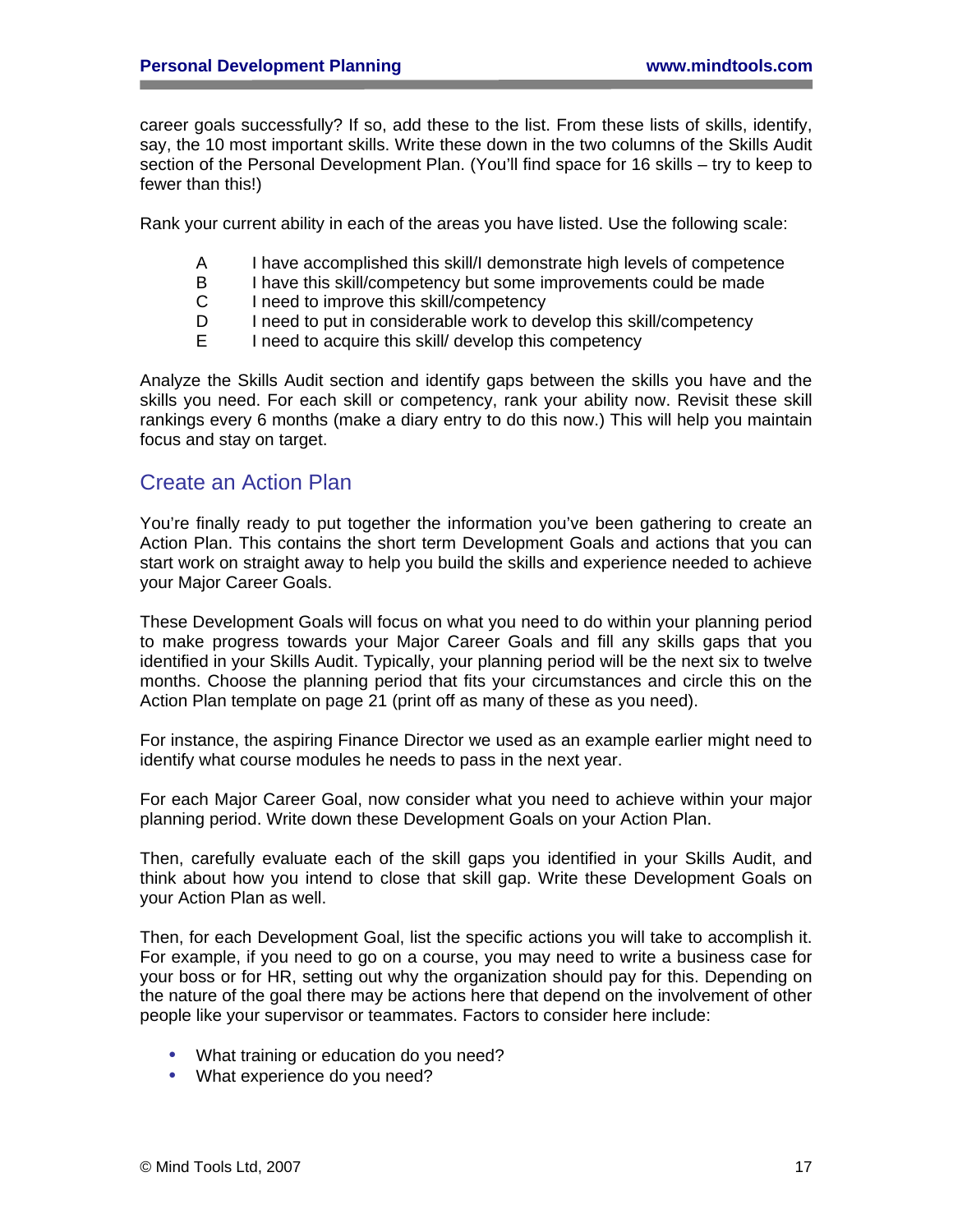career goals successfully? If so, add these to the list. From these lists of skills, identify, say, the 10 most important skills. Write these down in the two columns of the Skills Audit section of the Personal Development Plan. (You'll find space for 16 skills – try to keep to fewer than this!)

Rank your current ability in each of the areas you have listed. Use the following scale:

- A I have accomplished this skill/I demonstrate high levels of competence
- B I have this skill/competency but some improvements could be made
- C I need to improve this skill/competency
- D I need to put in considerable work to develop this skill/competency
- E I need to acquire this skill/ develop this competency

Analyze the Skills Audit section and identify gaps between the skills you have and the skills you need. For each skill or competency, rank your ability now. Revisit these skill rankings every 6 months (make a diary entry to do this now.) This will help you maintain focus and stay on target.

## Create an Action Plan

You're finally ready to put together the information you've been gathering to create an Action Plan. This contains the short term Development Goals and actions that you can start work on straight away to help you build the skills and experience needed to achieve your Major Career Goals.

These Development Goals will focus on what you need to do within your planning period to make progress towards your Major Career Goals and fill any skills gaps that you identified in your Skills Audit. Typically, your planning period will be the next six to twelve months. Choose the planning period that fits your circumstances and circle this on the Action Plan template on page 21 (print off as many of these as you need).

For instance, the aspiring Finance Director we used as an example earlier might need to identify what course modules he needs to pass in the next year.

For each Major Career Goal, now consider what you need to achieve within your major planning period. Write down these Development Goals on your Action Plan.

Then, carefully evaluate each of the skill gaps you identified in your Skills Audit, and think about how you intend to close that skill gap. Write these Development Goals on your Action Plan as well.

Then, for each Development Goal, list the specific actions you will take to accomplish it. For example, if you need to go on a course, you may need to write a business case for your boss or for HR, setting out why the organization should pay for this. Depending on the nature of the goal there may be actions here that depend on the involvement of other people like your supervisor or teammates. Factors to consider here include:

- What training or education do you need?
- What experience do you need?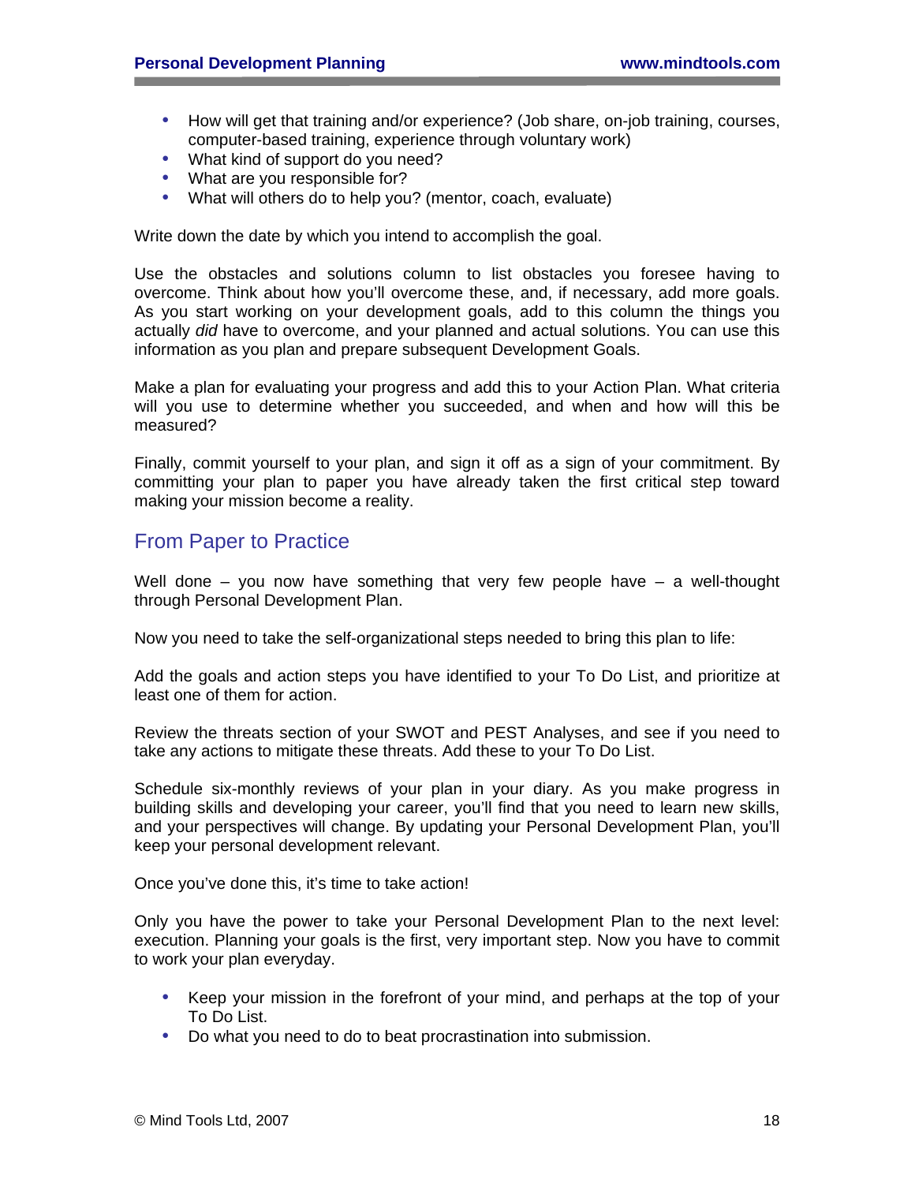- How will get that training and/or experience? (Job share, on-job training, courses, computer-based training, experience through voluntary work)
- What kind of support do you need?
- What are you responsible for?
- What will others do to help you? (mentor, coach, evaluate)

Write down the date by which you intend to accomplish the goal.

Use the obstacles and solutions column to list obstacles you foresee having to overcome. Think about how you'll overcome these, and, if necessary, add more goals. As you start working on your development goals, add to this column the things you actually *did* have to overcome, and your planned and actual solutions. You can use this information as you plan and prepare subsequent Development Goals.

Make a plan for evaluating your progress and add this to your Action Plan. What criteria will you use to determine whether you succeeded, and when and how will this be measured?

Finally, commit yourself to your plan, and sign it off as a sign of your commitment. By committing your plan to paper you have already taken the first critical step toward making your mission become a reality.

## From Paper to Practice

Well done – you now have something that very few people have – a well-thought through Personal Development Plan.

Now you need to take the self-organizational steps needed to bring this plan to life:

Add the goals and action steps you have identified to your To Do List, and prioritize at least one of them for action.

Review the threats section of your SWOT and PEST Analyses, and see if you need to take any actions to mitigate these threats. Add these to your To Do List.

Schedule six-monthly reviews of your plan in your diary. As you make progress in building skills and developing your career, you'll find that you need to learn new skills, and your perspectives will change. By updating your Personal Development Plan, you'll keep your personal development relevant.

Once you've done this, it's time to take action!

Only you have the power to take your Personal Development Plan to the next level: execution. Planning your goals is the first, very important step. Now you have to commit to work your plan everyday.

- Keep your mission in the forefront of your mind, and perhaps at the top of your To Do List.
- Do what you need to do to beat procrastination into submission.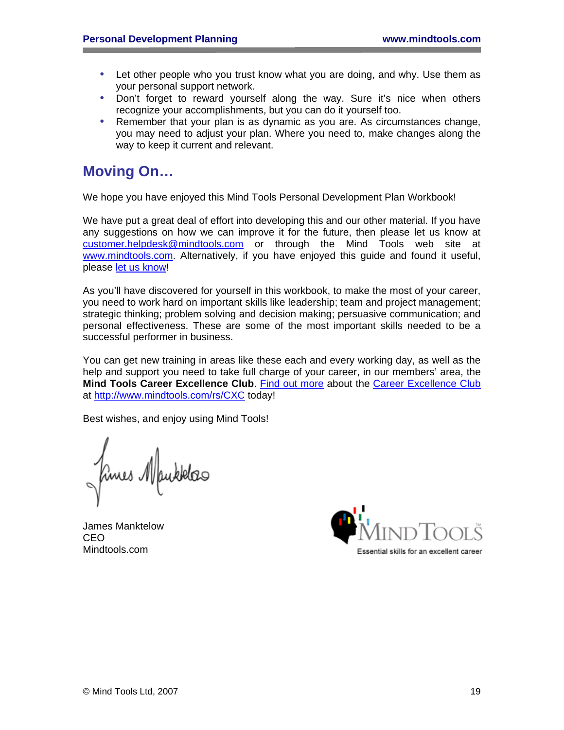- Let other people who you trust know what you are doing, and why. Use them as your personal support network.
- Don't forget to reward yourself along the way. Sure it's nice when others recognize your accomplishments, but you can do it yourself too.
- Remember that your plan is as dynamic as you are. As circumstances change, you may need to adjust your plan. Where you need to, make changes along the way to keep it current and relevant.

## Moving On…

We hope you have enjoyed this Mind Tools Personal Development Plan Workbook!

We have put a great deal of effort into developing this and our other material. If you have any suggestions on how we can improve it for the future, then please let us know at customer.helpdesk@mindtools.com or through the Mind Tools web site at www.mindtools.com. Alternatively, if you have enjoyed this guide and found it useful, please let us know!

As you'll have discovered for yourself in this workbook, to make the most of your career, you need to work hard on important skills like leadership; team and project management; strategic thinking; problem solving and decision making; persuasive communication; and personal effectiveness. These are some of the most important skills needed to be a successful performer in business.

You can get new training in areas like these each and every working day, as well as the help and support you need to take full charge of your career, in our members' area, the **Mind Tools Career Excellence Club**. Find out more about the Career Excellence Club at http://www.mindtools.com/rs/CXC today!

Best wishes, and enjoy using Mind Tools!

James Manktelow
CEO
Mindtools.com

Essential skills for an excellent career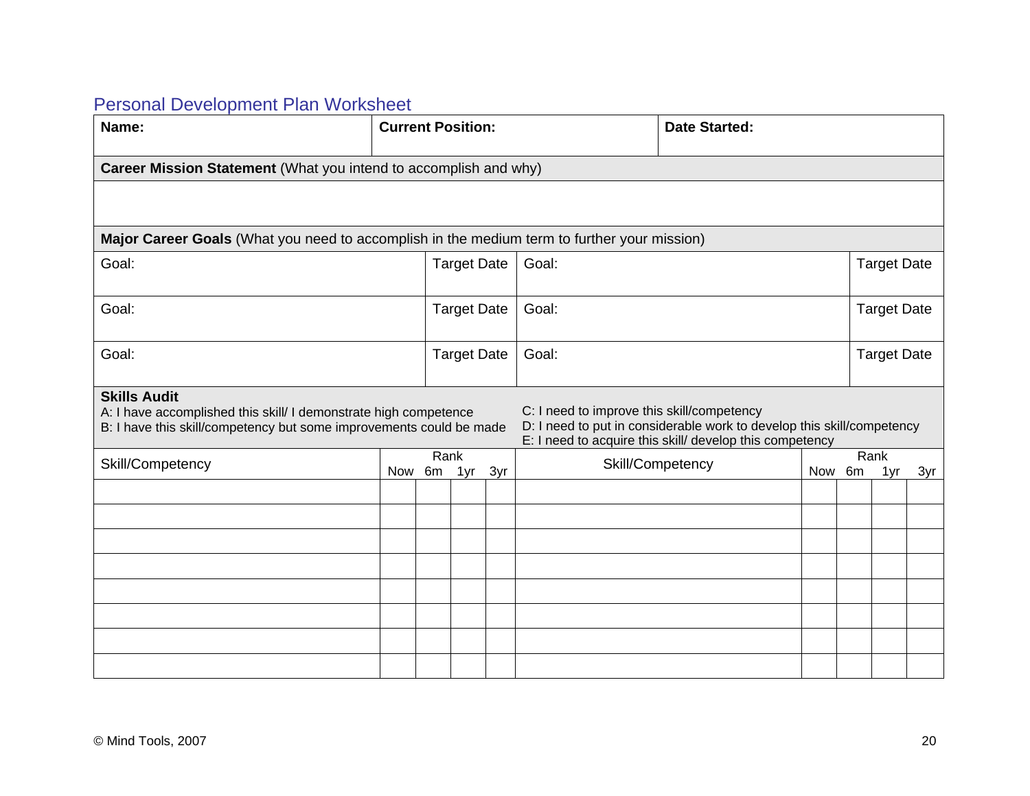# Personal Development Plan Worksheet

| **Name:** | **Current Position:** | **Date Started:** |
|---|---|---|
| | | |

**Career Mission Statement** (What you intend to accomplish and why)

**Major Career Goals** (What you need to accomplish in the medium term to further your mission)

| Goal: | Target Date | Goal: | Target Date |
|---|---|---|---|
| Goal: | Target Date | Goal: | Target Date |
| Goal: | Target Date | Goal: | Target Date |

**Skills Audit**

A: I have accomplished this skill/ I demonstrate high competence
B: I have this skill/competency but some improvements could be made
C: I need to improve this skill/competency
D: I need to put in considerable work to develop this skill/competency
E: I need to acquire this skill/ develop this competency

| Skill/Competency | Rank | | | | Skill/Competency | Rank | | | |
|---|---|---|---|---|---|---|---|---|---|
| | Now | 6m | 1yr | 3yr | | Now | 6m | 1yr | 3yr |
| | | | | | | | | | |
| | | | | | | | | | |
| | | | | | | | | | |
| | | | | | | | | | |
| | | | | | | | | | |
| | | | | | | | | | |
| | | | | | | | | | |
| | | | | | | | | | |

© Mind Tools, 2007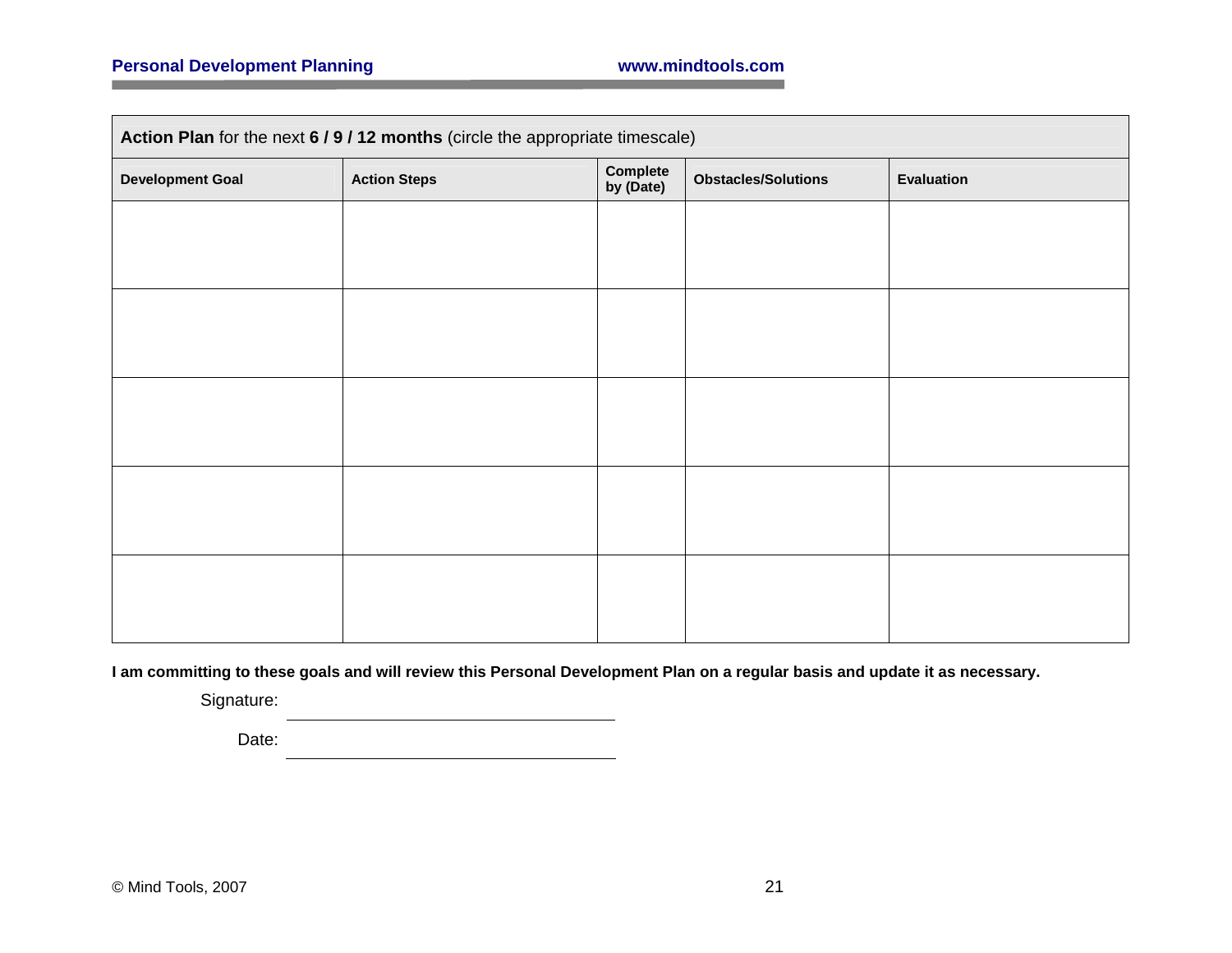| **Action Plan** for the next **6 / 9 / 12 months** (circle the appropriate timescale) | | | | |
|---|---|---|---|---|
| **Development Goal** | **Action Steps** | **Complete by (Date)** | **Obstacles/Solutions** | **Evaluation** |
| | | | | |
| | | | | |
| | | | | |
| | | | | |
| | | | | |

**I am committing to these goals and will review this Personal Development Plan on a regular basis and update it as necessary.**

Signature: ______________________________

Date: ______________________________

© Mind Tools, 2007